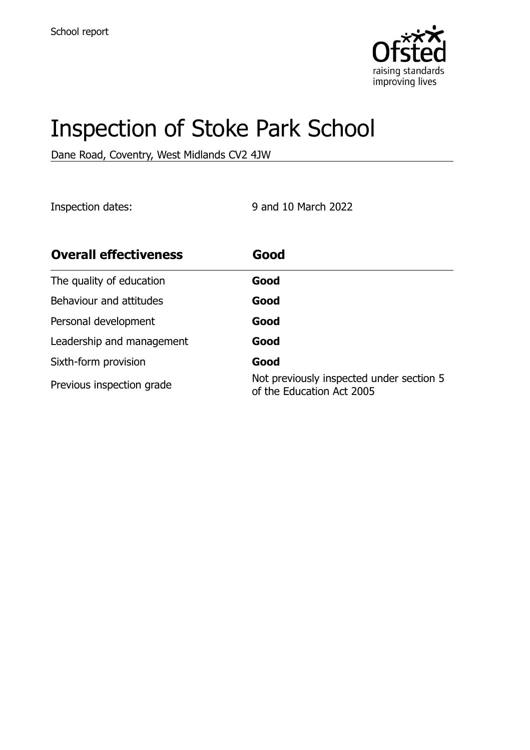School report

# Inspection of Stoke Park School

Dane Road, Coventry, West Midlands CV2 4JW

Inspection dates: 9 and 10 March 2022

| **Overall effectiveness** | **Good** |
| --- | --- |
| The quality of education | **Good** |
| Behaviour and attitudes | **Good** |
| Personal development | **Good** |
| Leadership and management | **Good** |
| Sixth-form provision | **Good** |
| Previous inspection grade | Not previously inspected under section 5 of the Education Act 2005 |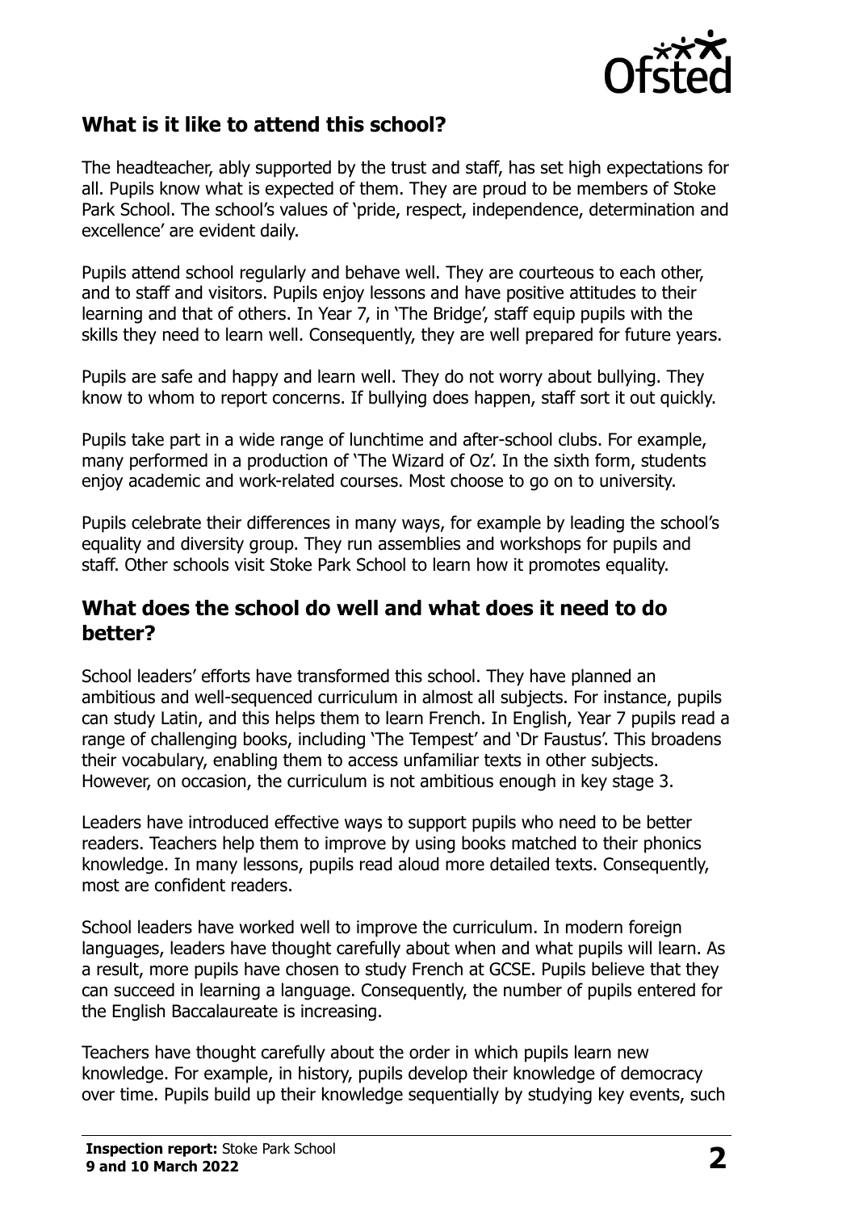## What is it like to attend this school?

The headteacher, ably supported by the trust and staff, has set high expectations for all. Pupils know what is expected of them. They are proud to be members of Stoke Park School. The school's values of 'pride, respect, independence, determination and excellence' are evident daily.

Pupils attend school regularly and behave well. They are courteous to each other, and to staff and visitors. Pupils enjoy lessons and have positive attitudes to their learning and that of others. In Year 7, in 'The Bridge', staff equip pupils with the skills they need to learn well. Consequently, they are well prepared for future years.

Pupils are safe and happy and learn well. They do not worry about bullying. They know to whom to report concerns. If bullying does happen, staff sort it out quickly.

Pupils take part in a wide range of lunchtime and after-school clubs. For example, many performed in a production of 'The Wizard of Oz'. In the sixth form, students enjoy academic and work-related courses. Most choose to go on to university.

Pupils celebrate their differences in many ways, for example by leading the school's equality and diversity group. They run assemblies and workshops for pupils and staff. Other schools visit Stoke Park School to learn how it promotes equality.

## What does the school do well and what does it need to do better?

School leaders' efforts have transformed this school. They have planned an ambitious and well-sequenced curriculum in almost all subjects. For instance, pupils can study Latin, and this helps them to learn French. In English, Year 7 pupils read a range of challenging books, including 'The Tempest' and 'Dr Faustus'. This broadens their vocabulary, enabling them to access unfamiliar texts in other subjects. However, on occasion, the curriculum is not ambitious enough in key stage 3.

Leaders have introduced effective ways to support pupils who need to be better readers. Teachers help them to improve by using books matched to their phonics knowledge. In many lessons, pupils read aloud more detailed texts. Consequently, most are confident readers.

School leaders have worked well to improve the curriculum. In modern foreign languages, leaders have thought carefully about when and what pupils will learn. As a result, more pupils have chosen to study French at GCSE. Pupils believe that they can succeed in learning a language. Consequently, the number of pupils entered for the English Baccalaureate is increasing.

Teachers have thought carefully about the order in which pupils learn new knowledge. For example, in history, pupils develop their knowledge of democracy over time. Pupils build up their knowledge sequentially by studying key events, such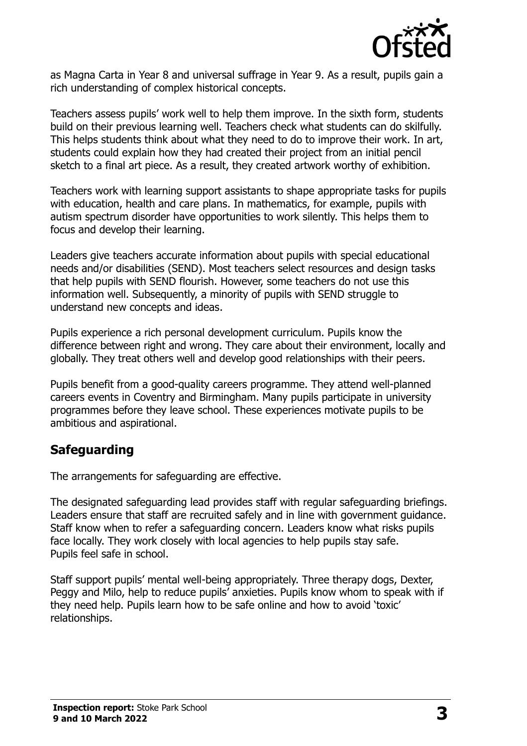as Magna Carta in Year 8 and universal suffrage in Year 9. As a result, pupils gain a rich understanding of complex historical concepts.

Teachers assess pupils' work well to help them improve. In the sixth form, students build on their previous learning well. Teachers check what students can do skilfully. This helps students think about what they need to do to improve their work. In art, students could explain how they had created their project from an initial pencil sketch to a final art piece. As a result, they created artwork worthy of exhibition.

Teachers work with learning support assistants to shape appropriate tasks for pupils with education, health and care plans. In mathematics, for example, pupils with autism spectrum disorder have opportunities to work silently. This helps them to focus and develop their learning.

Leaders give teachers accurate information about pupils with special educational needs and/or disabilities (SEND). Most teachers select resources and design tasks that help pupils with SEND flourish. However, some teachers do not use this information well. Subsequently, a minority of pupils with SEND struggle to understand new concepts and ideas.

Pupils experience a rich personal development curriculum. Pupils know the difference between right and wrong. They care about their environment, locally and globally. They treat others well and develop good relationships with their peers.

Pupils benefit from a good-quality careers programme. They attend well-planned careers events in Coventry and Birmingham. Many pupils participate in university programmes before they leave school. These experiences motivate pupils to be ambitious and aspirational.

## Safeguarding

The arrangements for safeguarding are effective.

The designated safeguarding lead provides staff with regular safeguarding briefings. Leaders ensure that staff are recruited safely and in line with government guidance. Staff know when to refer a safeguarding concern. Leaders know what risks pupils face locally. They work closely with local agencies to help pupils stay safe. Pupils feel safe in school.

Staff support pupils' mental well-being appropriately. Three therapy dogs, Dexter, Peggy and Milo, help to reduce pupils' anxieties. Pupils know whom to speak with if they need help. Pupils learn how to be safe online and how to avoid 'toxic' relationships.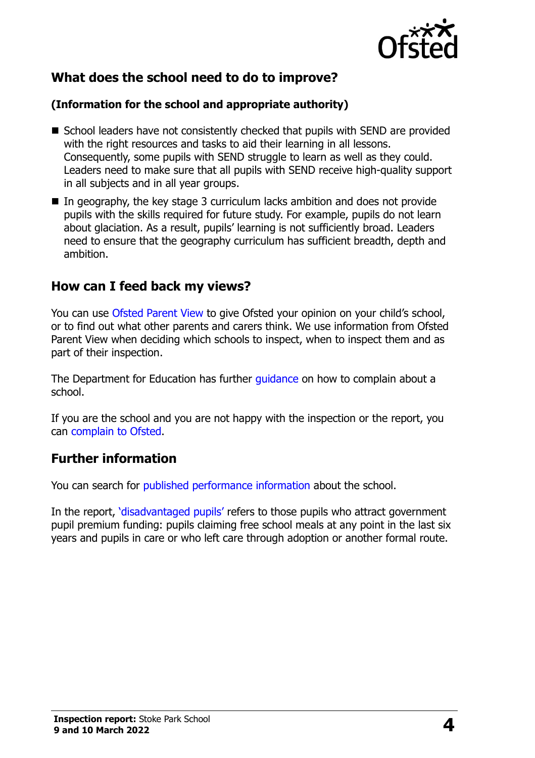## What does the school need to do to improve?

**(Information for the school and appropriate authority)**

- School leaders have not consistently checked that pupils with SEND are provided with the right resources and tasks to aid their learning in all lessons. Consequently, some pupils with SEND struggle to learn as well as they could. Leaders need to make sure that all pupils with SEND receive high-quality support in all subjects and in all year groups.
- In geography, the key stage 3 curriculum lacks ambition and does not provide pupils with the skills required for future study. For example, pupils do not learn about glaciation. As a result, pupils' learning is not sufficiently broad. Leaders need to ensure that the geography curriculum has sufficient breadth, depth and ambition.

## How can I feed back my views?

You can use Ofsted Parent View to give Ofsted your opinion on your child's school, or to find out what other parents and carers think. We use information from Ofsted Parent View when deciding which schools to inspect, when to inspect them and as part of their inspection.

The Department for Education has further guidance on how to complain about a school.

If you are the school and you are not happy with the inspection or the report, you can complain to Ofsted.

## Further information

You can search for published performance information about the school.

In the report, 'disadvantaged pupils' refers to those pupils who attract government pupil premium funding: pupils claiming free school meals at any point in the last six years and pupils in care or who left care through adoption or another formal route.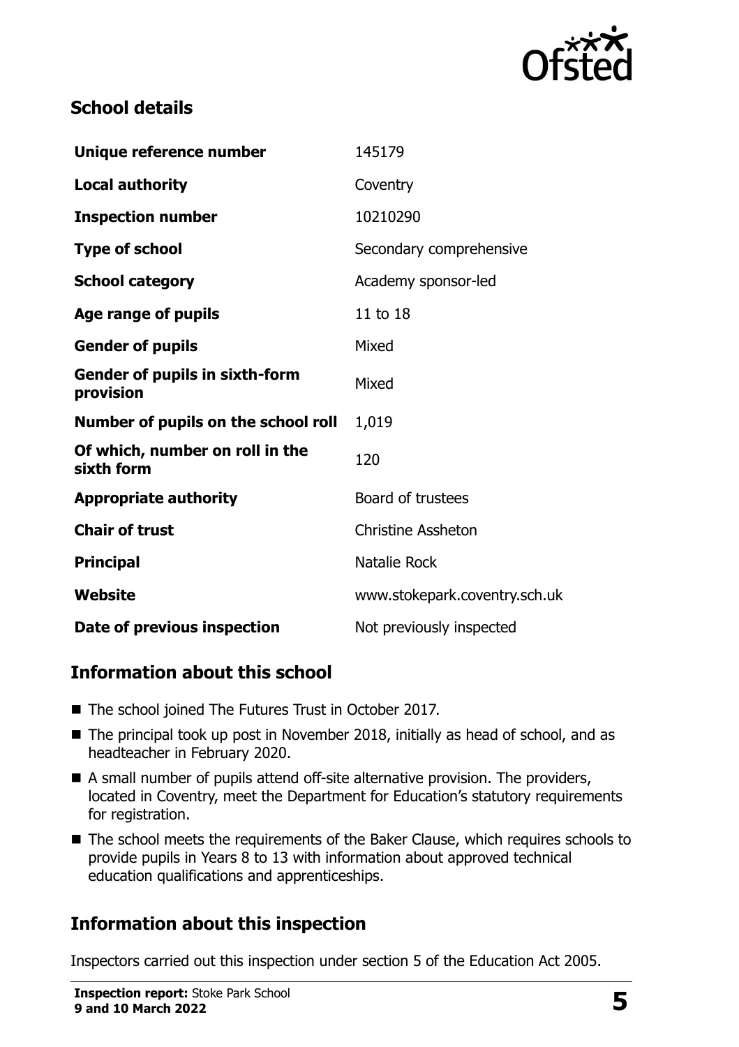## School details

| | |
|---|---|
| **Unique reference number** | 145179 |
| **Local authority** | Coventry |
| **Inspection number** | 10210290 |
| **Type of school** | Secondary comprehensive |
| **School category** | Academy sponsor-led |
| **Age range of pupils** | 11 to 18 |
| **Gender of pupils** | Mixed |
| **Gender of pupils in sixth-form provision** | Mixed |
| **Number of pupils on the school roll** | 1,019 |
| **Of which, number on roll in the sixth form** | 120 |
| **Appropriate authority** | Board of trustees |
| **Chair of trust** | Christine Assheton |
| **Principal** | Natalie Rock |
| **Website** | www.stokepark.coventry.sch.uk |
| **Date of previous inspection** | Not previously inspected |

## Information about this school

- The school joined The Futures Trust in October 2017.
- The principal took up post in November 2018, initially as head of school, and as headteacher in February 2020.
- A small number of pupils attend off-site alternative provision. The providers, located in Coventry, meet the Department for Education's statutory requirements for registration.
- The school meets the requirements of the Baker Clause, which requires schools to provide pupils in Years 8 to 13 with information about approved technical education qualifications and apprenticeships.

## Information about this inspection

Inspectors carried out this inspection under section 5 of the Education Act 2005.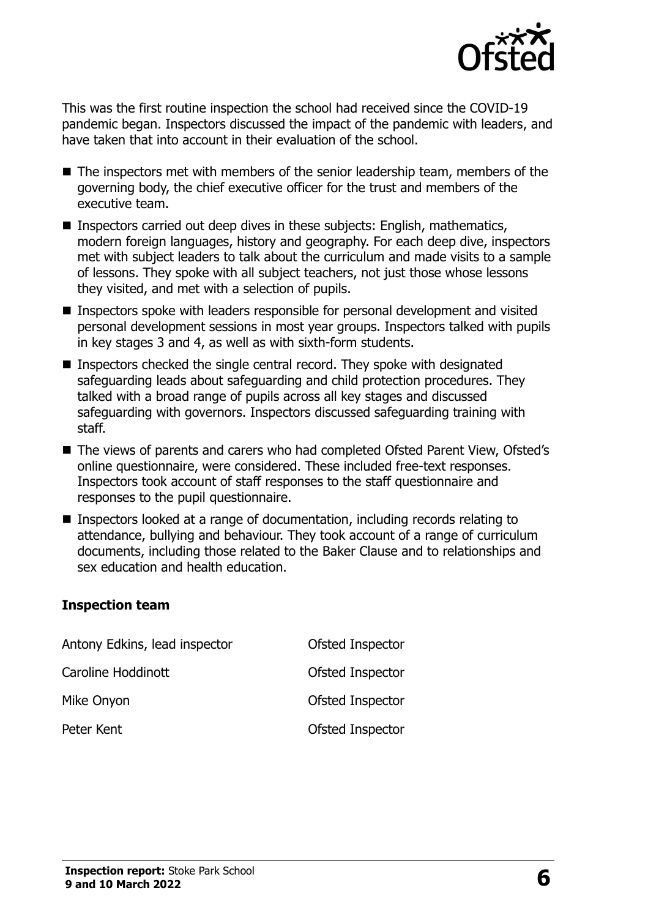This was the first routine inspection the school had received since the COVID-19 pandemic began. Inspectors discussed the impact of the pandemic with leaders, and have taken that into account in their evaluation of the school.

- The inspectors met with members of the senior leadership team, members of the governing body, the chief executive officer for the trust and members of the executive team.
- Inspectors carried out deep dives in these subjects: English, mathematics, modern foreign languages, history and geography. For each deep dive, inspectors met with subject leaders to talk about the curriculum and made visits to a sample of lessons. They spoke with all subject teachers, not just those whose lessons they visited, and met with a selection of pupils.
- Inspectors spoke with leaders responsible for personal development and visited personal development sessions in most year groups. Inspectors talked with pupils in key stages 3 and 4, as well as with sixth-form students.
- Inspectors checked the single central record. They spoke with designated safeguarding leads about safeguarding and child protection procedures. They talked with a broad range of pupils across all key stages and discussed safeguarding with governors. Inspectors discussed safeguarding training with staff.
- The views of parents and carers who had completed Ofsted Parent View, Ofsted's online questionnaire, were considered. These included free-text responses. Inspectors took account of staff responses to the staff questionnaire and responses to the pupil questionnaire.
- Inspectors looked at a range of documentation, including records relating to attendance, bullying and behaviour. They took account of a range of curriculum documents, including those related to the Baker Clause and to relationships and sex education and health education.

## Inspection team

| | |
|---|---|
| Antony Edkins, lead inspector | Ofsted Inspector |
| Caroline Hoddinott | Ofsted Inspector |
| Mike Onyon | Ofsted Inspector |
| Peter Kent | Ofsted Inspector |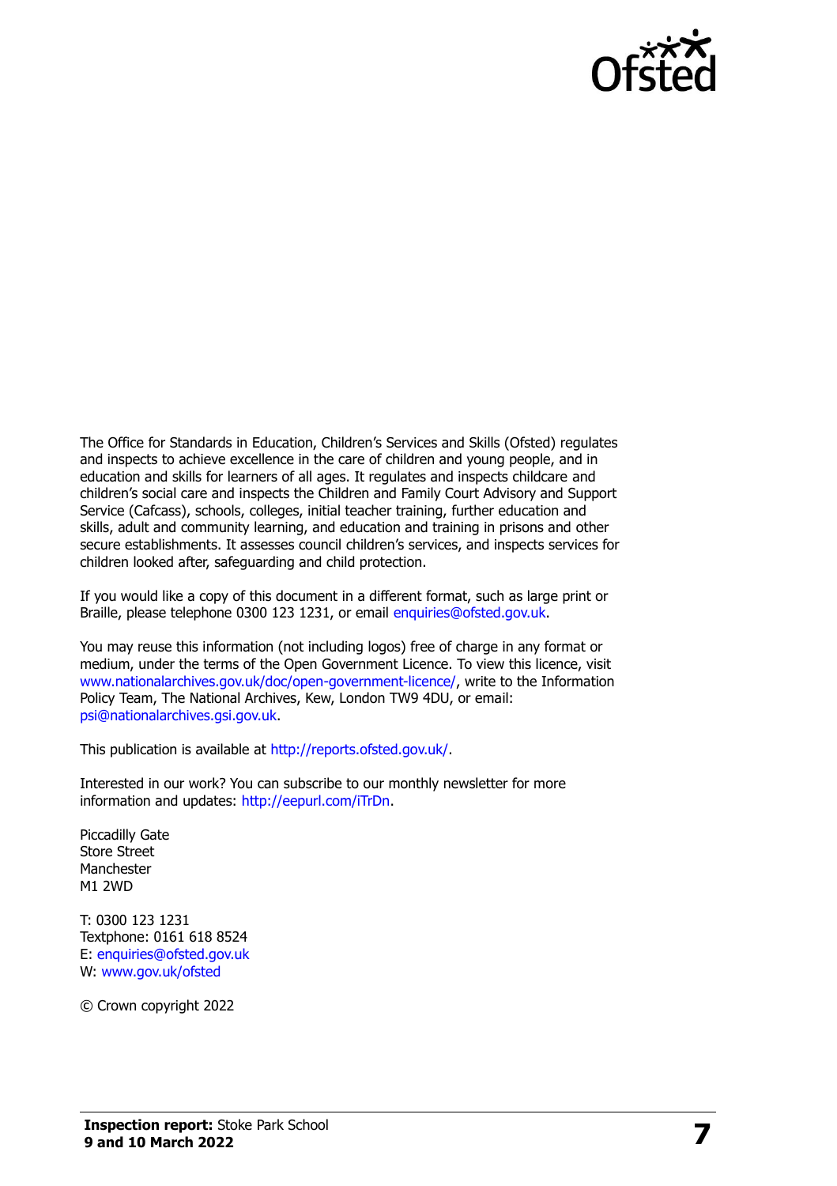The Office for Standards in Education, Children's Services and Skills (Ofsted) regulates and inspects to achieve excellence in the care of children and young people, and in education and skills for learners of all ages. It regulates and inspects childcare and children's social care and inspects the Children and Family Court Advisory and Support Service (Cafcass), schools, colleges, initial teacher training, further education and skills, adult and community learning, and education and training in prisons and other secure establishments. It assesses council children's services, and inspects services for children looked after, safeguarding and child protection.

If you would like a copy of this document in a different format, such as large print or Braille, please telephone 0300 123 1231, or email enquiries@ofsted.gov.uk.

You may reuse this information (not including logos) free of charge in any format or medium, under the terms of the Open Government Licence. To view this licence, visit www.nationalarchives.gov.uk/doc/open-government-licence/, write to the Information Policy Team, The National Archives, Kew, London TW9 4DU, or email: psi@nationalarchives.gsi.gov.uk.

This publication is available at http://reports.ofsted.gov.uk/.

Interested in our work? You can subscribe to our monthly newsletter for more information and updates: http://eepurl.com/iTrDn.

Piccadilly Gate
Store Street
Manchester
M1 2WD

T: 0300 123 1231
Textphone: 0161 618 8524
E: enquiries@ofsted.gov.uk
W: www.gov.uk/ofsted

© Crown copyright 2022